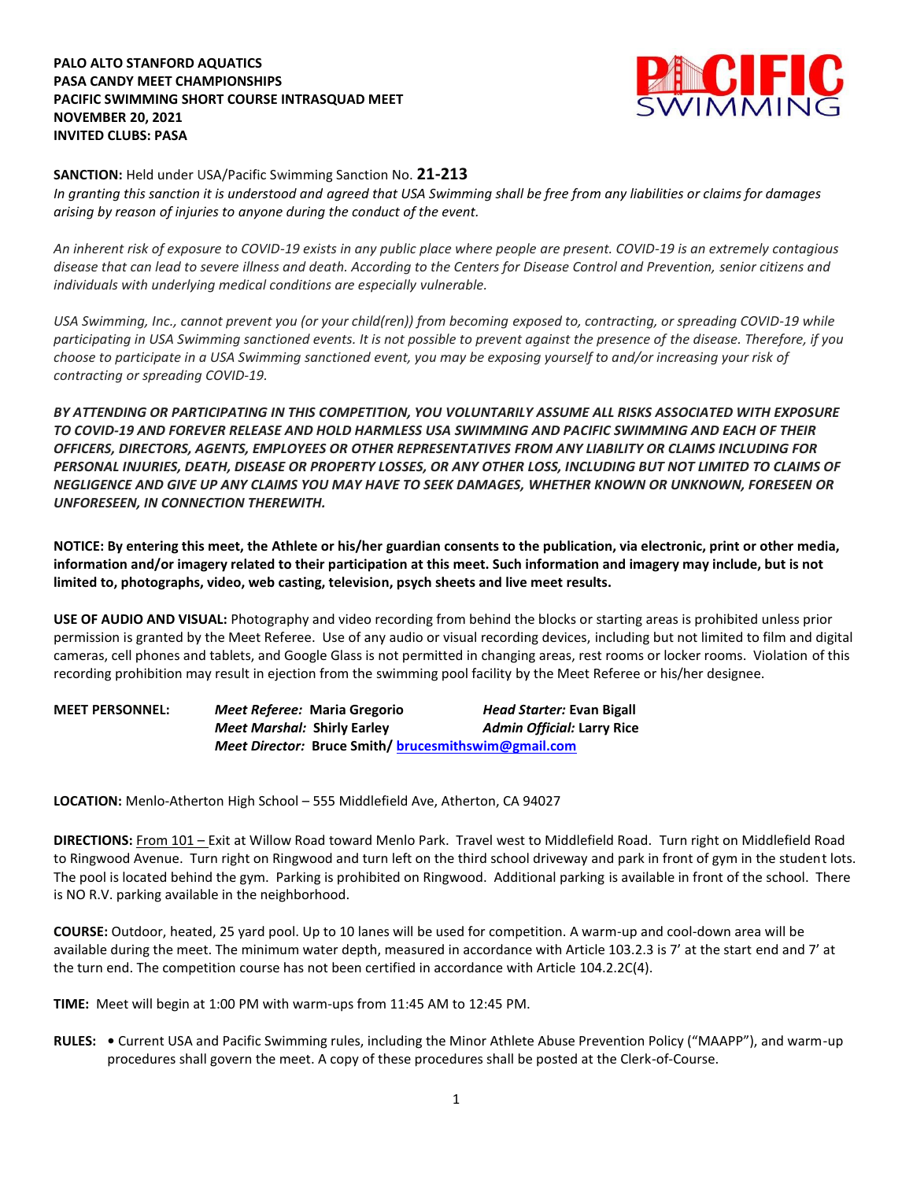**PALO ALTO STANFORD AQUATICS**
**PASA CANDY MEET CHAMPIONSHIPS**
**PACIFIC SWIMMING SHORT COURSE INTRASQUAD MEET**
**NOVEMBER 20, 2021**
**INVITED CLUBS: PASA**

**SANCTION:** Held under USA/Pacific Swimming Sanction No. **21-213**
*In granting this sanction it is understood and agreed that USA Swimming shall be free from any liabilities or claims for damages arising by reason of injuries to anyone during the conduct of the event.*

*An inherent risk of exposure to COVID-19 exists in any public place where people are present. COVID-19 is an extremely contagious disease that can lead to severe illness and death. According to the Centers for Disease Control and Prevention, senior citizens and individuals with underlying medical conditions are especially vulnerable.*

*USA Swimming, Inc., cannot prevent you (or your child(ren)) from becoming exposed to, contracting, or spreading COVID-19 while participating in USA Swimming sanctioned events. It is not possible to prevent against the presence of the disease. Therefore, if you choose to participate in a USA Swimming sanctioned event, you may be exposing yourself to and/or increasing your risk of contracting or spreading COVID-19.*

***BY ATTENDING OR PARTICIPATING IN THIS COMPETITION, YOU VOLUNTARILY ASSUME ALL RISKS ASSOCIATED WITH EXPOSURE TO COVID-19 AND FOREVER RELEASE AND HOLD HARMLESS USA SWIMMING AND PACIFIC SWIMMING AND EACH OF THEIR OFFICERS, DIRECTORS, AGENTS, EMPLOYEES OR OTHER REPRESENTATIVES FROM ANY LIABILITY OR CLAIMS INCLUDING FOR PERSONAL INJURIES, DEATH, DISEASE OR PROPERTY LOSSES, OR ANY OTHER LOSS, INCLUDING BUT NOT LIMITED TO CLAIMS OF NEGLIGENCE AND GIVE UP ANY CLAIMS YOU MAY HAVE TO SEEK DAMAGES, WHETHER KNOWN OR UNKNOWN, FORESEEN OR UNFORESEEN, IN CONNECTION THEREWITH.***

**NOTICE: By entering this meet, the Athlete or his/her guardian consents to the publication, via electronic, print or other media, information and/or imagery related to their participation at this meet. Such information and imagery may include, but is not limited to, photographs, video, web casting, television, psych sheets and live meet results.**

**USE OF AUDIO AND VISUAL:** Photography and video recording from behind the blocks or starting areas is prohibited unless prior permission is granted by the Meet Referee. Use of any audio or visual recording devices, including but not limited to film and digital cameras, cell phones and tablets, and Google Glass is not permitted in changing areas, rest rooms or locker rooms. Violation of this recording prohibition may result in ejection from the swimming pool facility by the Meet Referee or his/her designee.

**MEET PERSONNEL:**
*Meet Referee:* **Maria Gregorio** — *Head Starter:* **Evan Bigall**
*Meet Marshal:* **Shirly Earley** — *Admin Official:* **Larry Rice**
*Meet Director:* **Bruce Smith/ brucesmithswim@gmail.com**

**LOCATION:** Menlo-Atherton High School – 555 Middlefield Ave, Atherton, CA 94027

**DIRECTIONS:** From 101 – Exit at Willow Road toward Menlo Park. Travel west to Middlefield Road. Turn right on Middlefield Road to Ringwood Avenue. Turn right on Ringwood and turn left on the third school driveway and park in front of gym in the student lots. The pool is located behind the gym. Parking is prohibited on Ringwood. Additional parking is available in front of the school. There is NO R.V. parking available in the neighborhood.

**COURSE:** Outdoor, heated, 25 yard pool. Up to 10 lanes will be used for competition. A warm-up and cool-down area will be available during the meet. The minimum water depth, measured in accordance with Article 103.2.3 is 7' at the start end and 7' at the turn end. The competition course has not been certified in accordance with Article 104.2.2C(4).

**TIME:** Meet will begin at 1:00 PM with warm-ups from 11:45 AM to 12:45 PM.

**RULES:**
- Current USA and Pacific Swimming rules, including the Minor Athlete Abuse Prevention Policy ("MAAPP"), and warm-up procedures shall govern the meet. A copy of these procedures shall be posted at the Clerk-of-Course.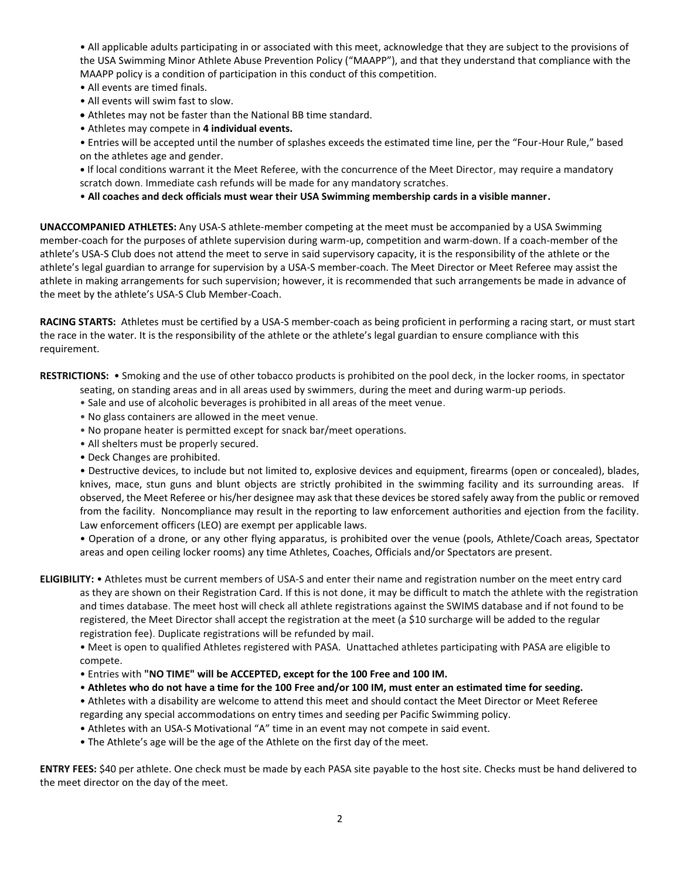- All applicable adults participating in or associated with this meet, acknowledge that they are subject to the provisions of the USA Swimming Minor Athlete Abuse Prevention Policy ("MAAPP"), and that they understand that compliance with the MAAPP policy is a condition of participation in this conduct of this competition.
- All events are timed finals.
- All events will swim fast to slow.
- Athletes may not be faster than the National BB time standard.
- Athletes may compete in **4 individual events.**
- Entries will be accepted until the number of splashes exceeds the estimated time line, per the "Four-Hour Rule," based on the athletes age and gender.
- If local conditions warrant it the Meet Referee, with the concurrence of the Meet Director, may require a mandatory scratch down. Immediate cash refunds will be made for any mandatory scratches.
- **All coaches and deck officials must wear their USA Swimming membership cards in a visible manner.**

**UNACCOMPANIED ATHLETES:** Any USA-S athlete-member competing at the meet must be accompanied by a USA Swimming member-coach for the purposes of athlete supervision during warm-up, competition and warm-down. If a coach-member of the athlete's USA-S Club does not attend the meet to serve in said supervisory capacity, it is the responsibility of the athlete or the athlete's legal guardian to arrange for supervision by a USA-S member-coach. The Meet Director or Meet Referee may assist the athlete in making arrangements for such supervision; however, it is recommended that such arrangements be made in advance of the meet by the athlete's USA-S Club Member-Coach.

**RACING STARTS:** Athletes must be certified by a USA-S member-coach as being proficient in performing a racing start, or must start the race in the water. It is the responsibility of the athlete or the athlete's legal guardian to ensure compliance with this requirement.

**RESTRICTIONS:**
- Smoking and the use of other tobacco products is prohibited on the pool deck, in the locker rooms, in spectator seating, on standing areas and in all areas used by swimmers, during the meet and during warm-up periods.
- Sale and use of alcoholic beverages is prohibited in all areas of the meet venue.
- No glass containers are allowed in the meet venue.
- No propane heater is permitted except for snack bar/meet operations.
- All shelters must be properly secured.
- Deck Changes are prohibited.
- Destructive devices, to include but not limited to, explosive devices and equipment, firearms (open or concealed), blades, knives, mace, stun guns and blunt objects are strictly prohibited in the swimming facility and its surrounding areas. If observed, the Meet Referee or his/her designee may ask that these devices be stored safely away from the public or removed from the facility. Noncompliance may result in the reporting to law enforcement authorities and ejection from the facility. Law enforcement officers (LEO) are exempt per applicable laws.
- Operation of a drone, or any other flying apparatus, is prohibited over the venue (pools, Athlete/Coach areas, Spectator areas and open ceiling locker rooms) any time Athletes, Coaches, Officials and/or Spectators are present.

**ELIGIBILITY:**
- Athletes must be current members of USA-S and enter their name and registration number on the meet entry card as they are shown on their Registration Card. If this is not done, it may be difficult to match the athlete with the registration and times database. The meet host will check all athlete registrations against the SWIMS database and if not found to be registered, the Meet Director shall accept the registration at the meet (a $10 surcharge will be added to the regular registration fee). Duplicate registrations will be refunded by mail.
- Meet is open to qualified Athletes registered with PASA. Unattached athletes participating with PASA are eligible to compete.
- Entries with **"NO TIME" will be ACCEPTED, except for the 100 Free and 100 IM.**
- **Athletes who do not have a time for the 100 Free and/or 100 IM, must enter an estimated time for seeding.**
- Athletes with a disability are welcome to attend this meet and should contact the Meet Director or Meet Referee regarding any special accommodations on entry times and seeding per Pacific Swimming policy.
- Athletes with an USA-S Motivational "A" time in an event may not compete in said event.
- The Athlete's age will be the age of the Athlete on the first day of the meet.

**ENTRY FEES:** $40 per athlete. One check must be made by each PASA site payable to the host site. Checks must be hand delivered to the meet director on the day of the meet.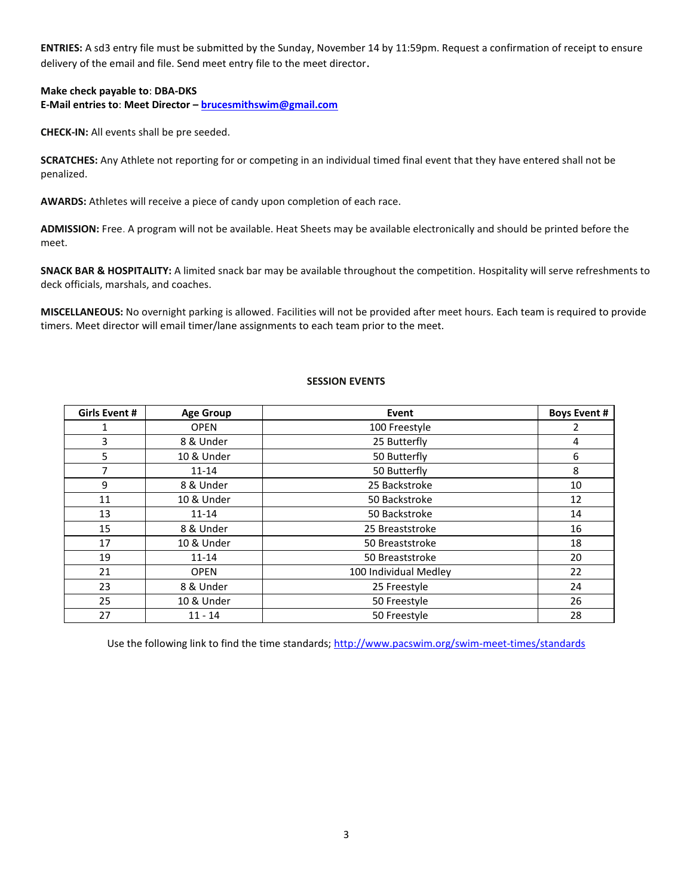**ENTRIES:** A sd3 entry file must be submitted by the Sunday, November 14 by 11:59pm. Request a confirmation of receipt to ensure delivery of the email and file. Send meet entry file to the meet director.

**Make check payable to**: **DBA-DKS**
**E-Mail entries to**: **Meet Director – brucesmithswim@gmail.com**

**CHECK-IN:** All events shall be pre seeded.

**SCRATCHES:** Any Athlete not reporting for or competing in an individual timed final event that they have entered shall not be penalized.

**AWARDS:** Athletes will receive a piece of candy upon completion of each race.

**ADMISSION:** Free. A program will not be available. Heat Sheets may be available electronically and should be printed before the meet.

**SNACK BAR & HOSPITALITY:** A limited snack bar may be available throughout the competition. Hospitality will serve refreshments to deck officials, marshals, and coaches.

**MISCELLANEOUS:** No overnight parking is allowed. Facilities will not be provided after meet hours. Each team is required to provide timers. Meet director will email timer/lane assignments to each team prior to the meet.

**SESSION EVENTS**

| Girls Event # | Age Group | Event | Boys Event # |
|---|---|---|---|
| 1 | OPEN | 100 Freestyle | 2 |
| 3 | 8 & Under | 25 Butterfly | 4 |
| 5 | 10 & Under | 50 Butterfly | 6 |
| 7 | 11-14 | 50 Butterfly | 8 |
| 9 | 8 & Under | 25 Backstroke | 10 |
| 11 | 10 & Under | 50 Backstroke | 12 |
| 13 | 11-14 | 50 Backstroke | 14 |
| 15 | 8 & Under | 25 Breaststroke | 16 |
| 17 | 10 & Under | 50 Breaststroke | 18 |
| 19 | 11-14 | 50 Breaststroke | 20 |
| 21 | OPEN | 100 Individual Medley | 22 |
| 23 | 8 & Under | 25 Freestyle | 24 |
| 25 | 10 & Under | 50 Freestyle | 26 |
| 27 | 11 - 14 | 50 Freestyle | 28 |

Use the following link to find the time standards; http://www.pacswim.org/swim-meet-times/standards